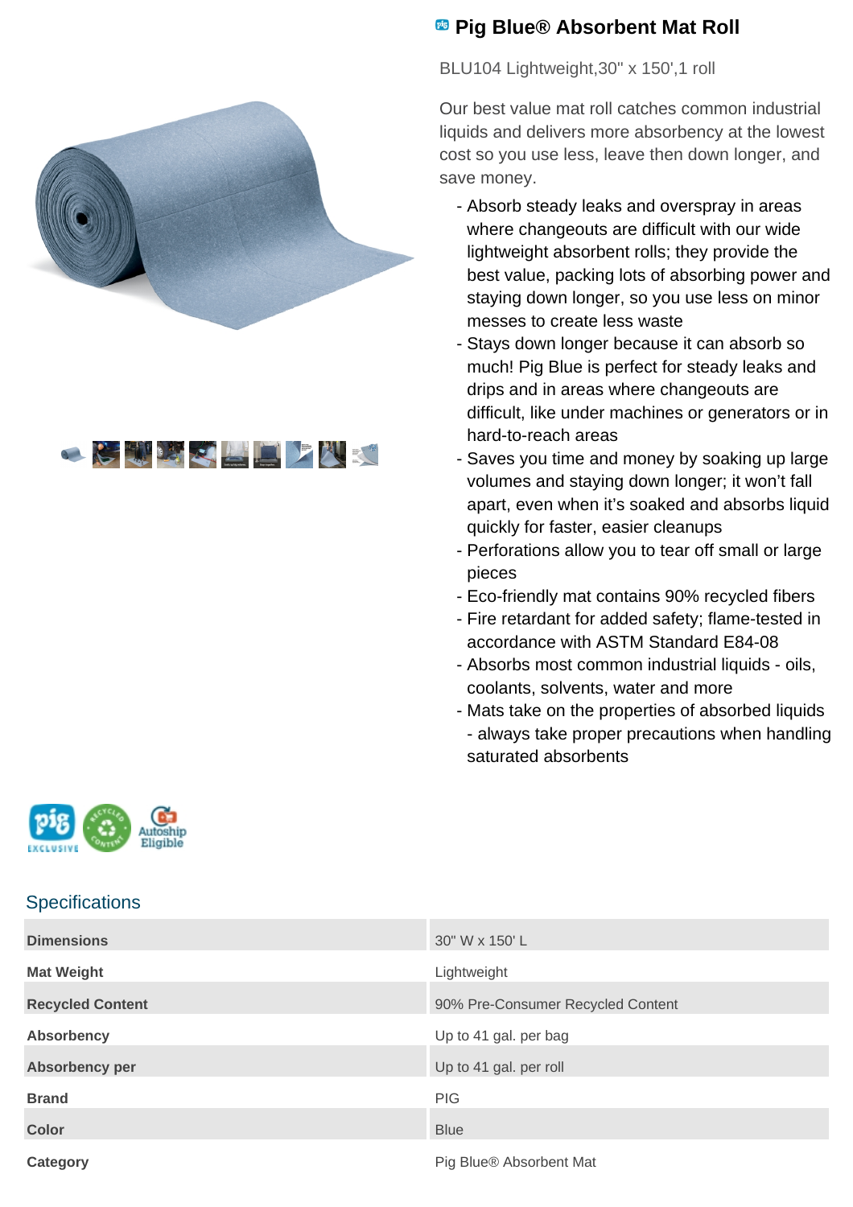# Pig Blue® Absorbent Mat Roll

BLU104 Lightweight,30" x 150',1 roll

Our best value mat roll catches common industrial liquids and delivers more absorbency at the lowest cost so you use less, leave then down longer, and save money.

- Absorb steady leaks and overspray in areas where changeouts are difficult with our wide lightweight absorbent rolls; they provide the best value, packing lots of absorbing power and staying down longer, so you use less on minor messes to create less waste
- Stays down longer because it can absorb so much! Pig Blue is perfect for steady leaks and drips and in areas where changeouts are difficult, like under machines or generators or in hard-to-reach areas
- Saves you time and money by soaking up large volumes and staying down longer; it won't fall apart, even when it's soaked and absorbs liquid quickly for faster, easier cleanups
- Perforations allow you to tear off small or large pieces
- Eco-friendly mat contains 90% recycled fibers
- Fire retardant for added safety; flame-tested in accordance with ASTM Standard E84-08
- Absorbs most common industrial liquids - oils, coolants, solvents, water and more
- Mats take on the properties of absorbed liquids - always take proper precautions when handling saturated absorbents

## Specifications

| | |
|---|---|
| **Dimensions** | 30" W x 150' L |
| **Mat Weight** | Lightweight |
| **Recycled Content** | 90% Pre-Consumer Recycled Content |
| **Absorbency** | Up to 41 gal. per bag |
| **Absorbency per** | Up to 41 gal. per roll |
| **Brand** | PIG |
| **Color** | Blue |
| **Category** | Pig Blue® Absorbent Mat |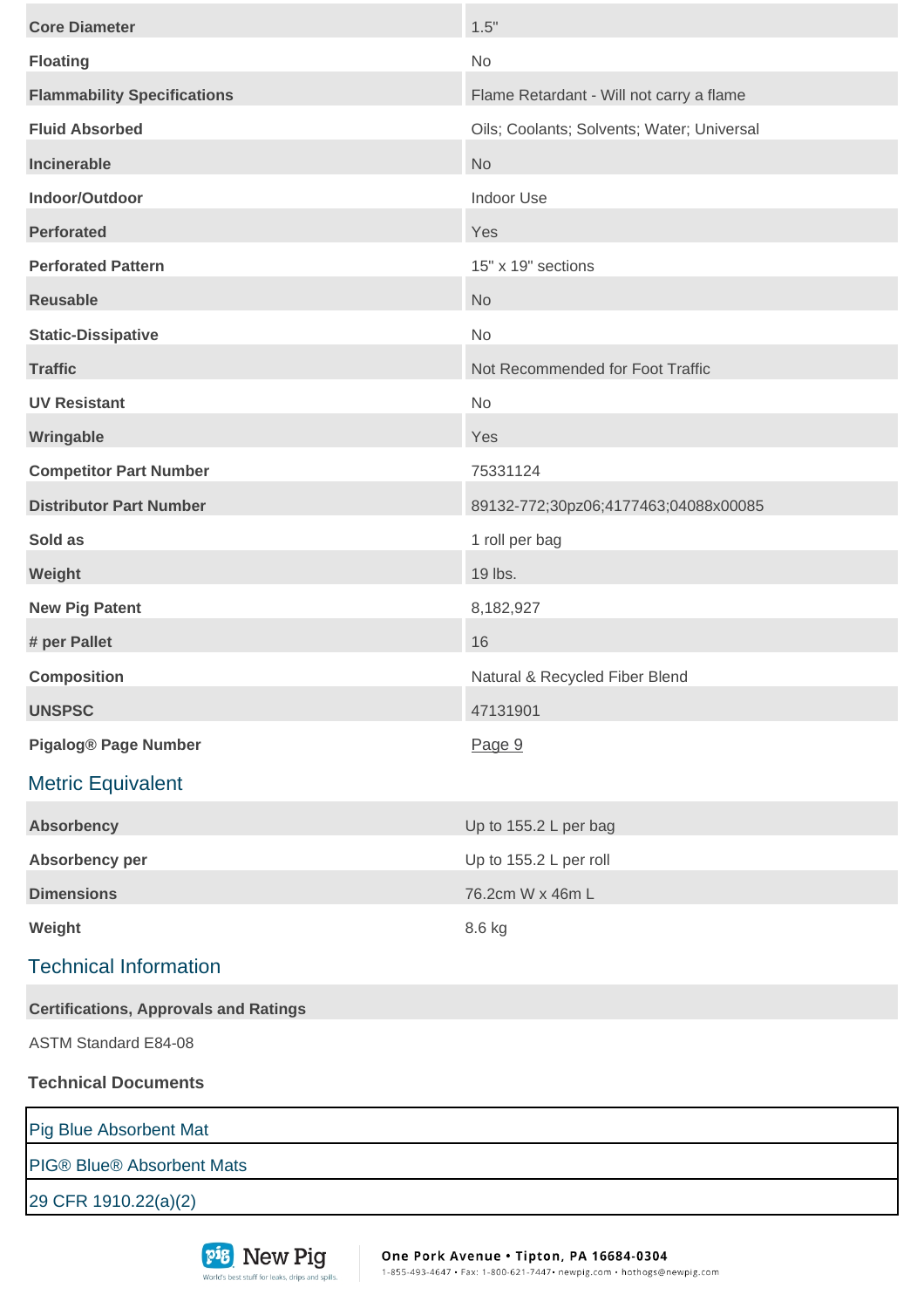| | |
|---|---|
| **Core Diameter** | 1.5" |
| **Floating** | No |
| **Flammability Specifications** | Flame Retardant - Will not carry a flame |
| **Fluid Absorbed** | Oils; Coolants; Solvents; Water; Universal |
| **Incinerable** | No |
| **Indoor/Outdoor** | Indoor Use |
| **Perforated** | Yes |
| **Perforated Pattern** | 15" x 19" sections |
| **Reusable** | No |
| **Static-Dissipative** | No |
| **Traffic** | Not Recommended for Foot Traffic |
| **UV Resistant** | No |
| **Wringable** | Yes |
| **Competitor Part Number** | 75331124 |
| **Distributor Part Number** | 89132-772;30pz06;4177463;04088x00085 |
| **Sold as** | 1 roll per bag |
| **Weight** | 19 lbs. |
| **New Pig Patent** | 8,182,927 |
| **# per Pallet** | 16 |
| **Composition** | Natural & Recycled Fiber Blend |
| **UNSPSC** | 47131901 |
| **Pigalog® Page Number** | Page 9 |

## Metric Equivalent

| | |
|---|---|
| **Absorbency** | Up to 155.2 L per bag |
| **Absorbency per** | Up to 155.2 L per roll |
| **Dimensions** | 76.2cm W x 46m L |
| **Weight** | 8.6 kg |

## Technical Information

**Certifications, Approvals and Ratings**

ASTM Standard E84-08

**Technical Documents**

Pig Blue Absorbent Mat

PIG® Blue® Absorbent Mats

29 CFR 1910.22(a)(2)

New Pig — World's best stuff for leaks, drips and spills.

One Pork Avenue • Tipton, PA 16684-0304
1-855-493-4647 • Fax: 1-800-621-7447 • newpig.com • hothogs@newpig.com